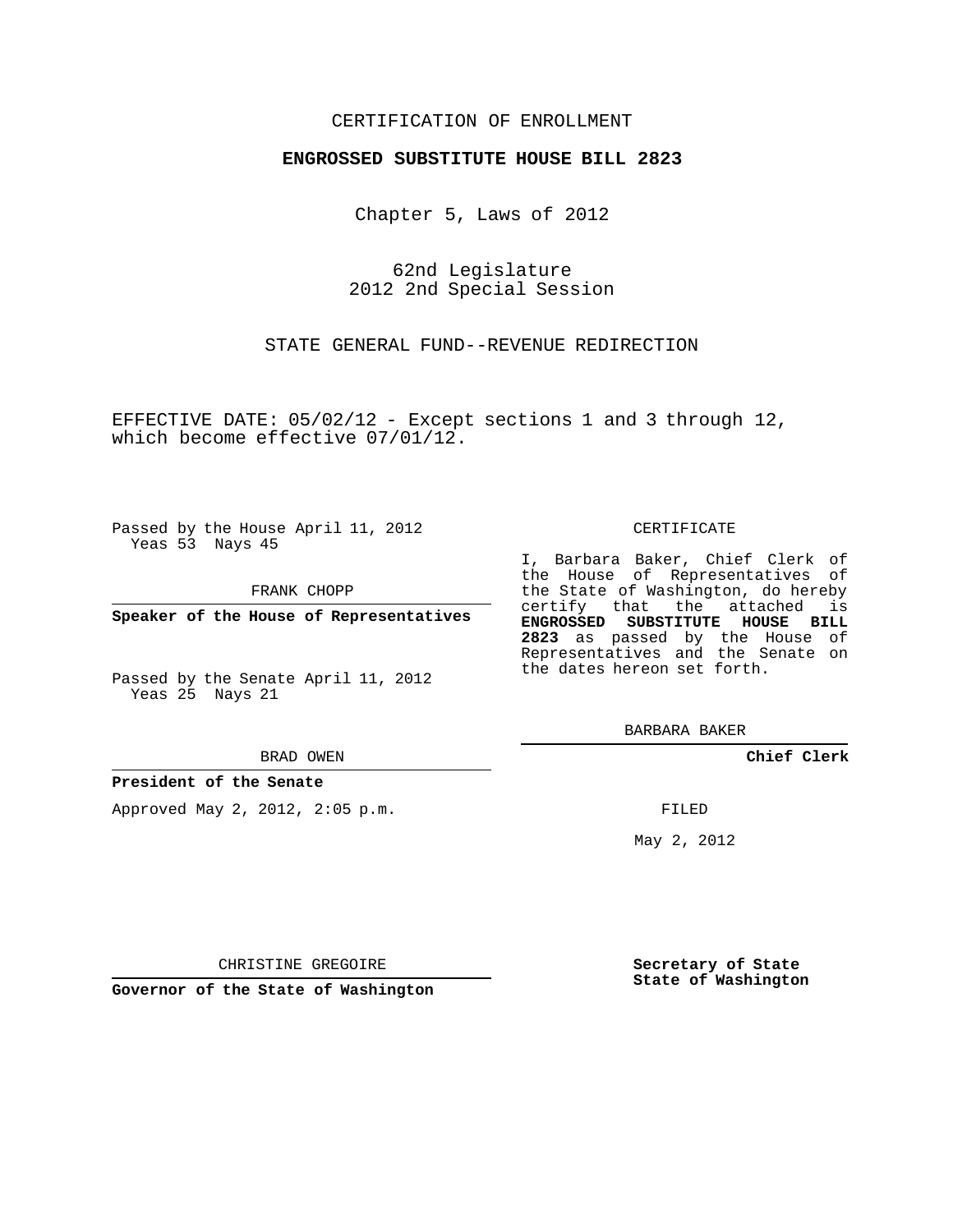CERTIFICATION OF ENROLLMENT

**ENGROSSED SUBSTITUTE HOUSE BILL 2823**

Chapter 5, Laws of 2012

62nd Legislature
2012 2nd Special Session

STATE GENERAL FUND--REVENUE REDIRECTION

EFFECTIVE DATE: 05/02/12 - Except sections 1 and 3 through 12, which become effective 07/01/12.

Passed by the House April 11, 2012
Yeas 53 Nays 45

FRANK CHOPP

**Speaker of the House of Representatives**

Passed by the Senate April 11, 2012
Yeas 25 Nays 21

BRAD OWEN

**President of the Senate**

Approved May 2, 2012, 2:05 p.m.

CHRISTINE GREGOIRE

**Governor of the State of Washington**

CERTIFICATE

I, Barbara Baker, Chief Clerk of the House of Representatives of the State of Washington, do hereby certify that the attached is **ENGROSSED SUBSTITUTE HOUSE BILL 2823** as passed by the House of Representatives and the Senate on the dates hereon set forth.

BARBARA BAKER

**Chief Clerk**

FILED

May 2, 2012

**Secretary of State**
**State of Washington**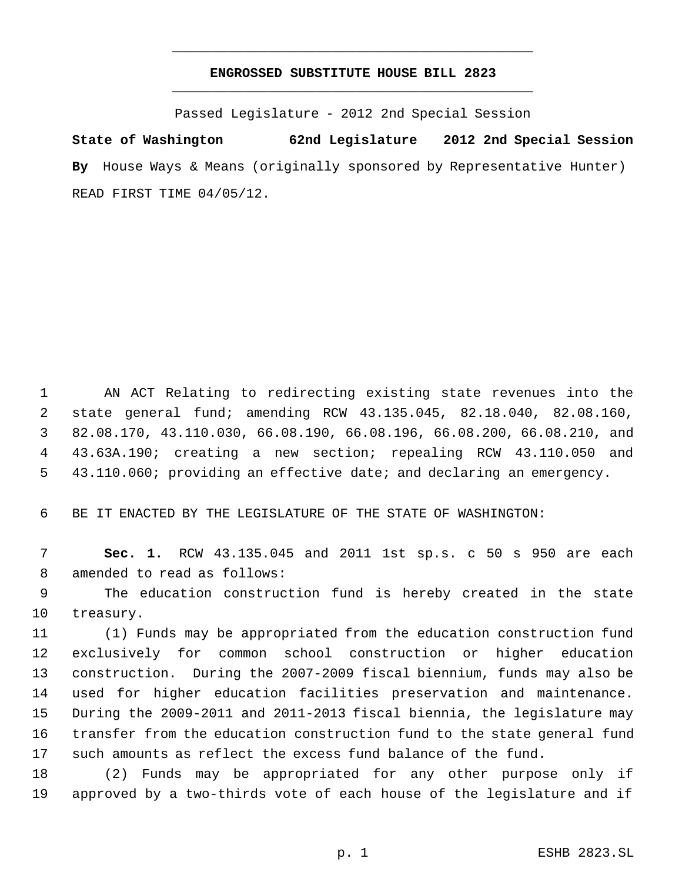## ENGROSSED SUBSTITUTE HOUSE BILL 2823

Passed Legislature - 2012 2nd Special Session

**State of Washington 62nd Legislature 2012 2nd Special Session**

**By** House Ways & Means (originally sponsored by Representative Hunter)

READ FIRST TIME 04/05/12.

AN ACT Relating to redirecting existing state revenues into the state general fund; amending RCW 43.135.045, 82.18.040, 82.08.160, 82.08.170, 43.110.030, 66.08.190, 66.08.196, 66.08.200, 66.08.210, and 43.63A.190; creating a new section; repealing RCW 43.110.050 and 43.110.060; providing an effective date; and declaring an emergency.

BE IT ENACTED BY THE LEGISLATURE OF THE STATE OF WASHINGTON:

**Sec. 1.** RCW 43.135.045 and 2011 1st sp.s. c 50 s 950 are each amended to read as follows:

The education construction fund is hereby created in the state treasury.

(1) Funds may be appropriated from the education construction fund exclusively for common school construction or higher education construction. During the 2007-2009 fiscal biennium, funds may also be used for higher education facilities preservation and maintenance. During the 2009-2011 and 2011-2013 fiscal biennia, the legislature may transfer from the education construction fund to the state general fund such amounts as reflect the excess fund balance of the fund.

(2) Funds may be appropriated for any other purpose only if approved by a two-thirds vote of each house of the legislature and if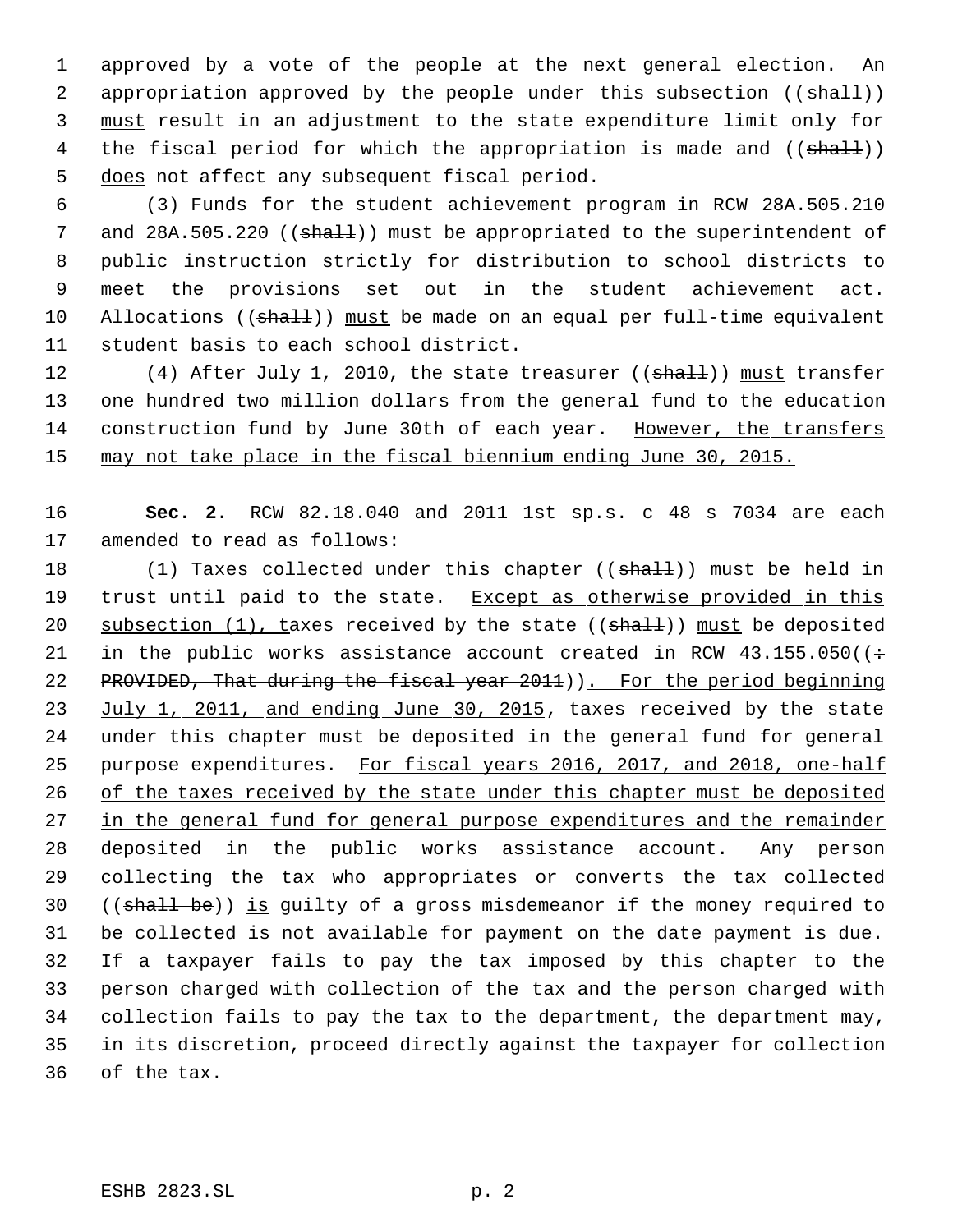approved by a vote of the people at the next general election. An appropriation approved by the people under this subsection ((~~shall~~)) must result in an adjustment to the state expenditure limit only for the fiscal period for which the appropriation is made and ((~~shall~~)) does not affect any subsequent fiscal period.

(3) Funds for the student achievement program in RCW 28A.505.210 and 28A.505.220 ((~~shall~~)) must be appropriated to the superintendent of public instruction strictly for distribution to school districts to meet the provisions set out in the student achievement act. Allocations ((~~shall~~)) must be made on an equal per full-time equivalent student basis to each school district.

(4) After July 1, 2010, the state treasurer ((~~shall~~)) must transfer one hundred two million dollars from the general fund to the education construction fund by June 30th of each year. However, the transfers may not take place in the fiscal biennium ending June 30, 2015.

**Sec. 2.** RCW 82.18.040 and 2011 1st sp.s. c 48 s 7034 are each amended to read as follows:

(1) Taxes collected under this chapter ((~~shall~~)) must be held in trust until paid to the state. Except as otherwise provided in this subsection (1), taxes received by the state ((~~shall~~)) must be deposited in the public works assistance account created in RCW 43.155.050((~~: PROVIDED, That during the fiscal year 2011~~)). For the period beginning July 1, 2011, and ending June 30, 2015, taxes received by the state under this chapter must be deposited in the general fund for general purpose expenditures. For fiscal years 2016, 2017, and 2018, one-half of the taxes received by the state under this chapter must be deposited in the general fund for general purpose expenditures and the remainder deposited in the public works assistance account. Any person collecting the tax who appropriates or converts the tax collected ((~~shall be~~)) is guilty of a gross misdemeanor if the money required to be collected is not available for payment on the date payment is due. If a taxpayer fails to pay the tax imposed by this chapter to the person charged with collection of the tax and the person charged with collection fails to pay the tax to the department, the department may, in its discretion, proceed directly against the taxpayer for collection of the tax.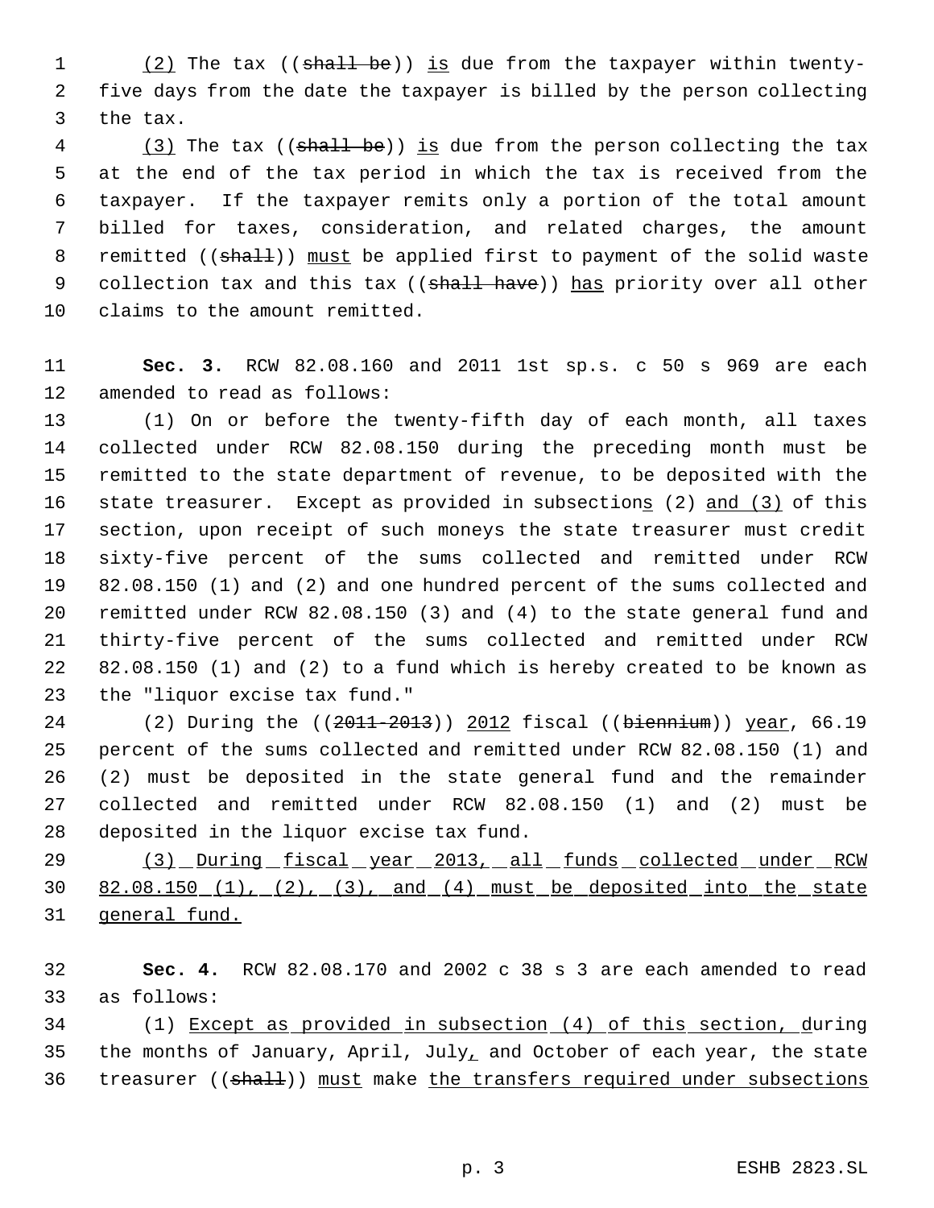(2) The tax ((shall be)) is due from the taxpayer within twenty-five days from the date the taxpayer is billed by the person collecting the tax.

(3) The tax ((shall be)) is due from the person collecting the tax at the end of the tax period in which the tax is received from the taxpayer. If the taxpayer remits only a portion of the total amount billed for taxes, consideration, and related charges, the amount remitted ((shall)) must be applied first to payment of the solid waste collection tax and this tax ((shall have)) has priority over all other claims to the amount remitted.

**Sec. 3.** RCW 82.08.160 and 2011 1st sp.s. c 50 s 969 are each amended to read as follows:

(1) On or before the twenty-fifth day of each month, all taxes collected under RCW 82.08.150 during the preceding month must be remitted to the state department of revenue, to be deposited with the state treasurer. Except as provided in subsections (2) and (3) of this section, upon receipt of such moneys the state treasurer must credit sixty-five percent of the sums collected and remitted under RCW 82.08.150 (1) and (2) and one hundred percent of the sums collected and remitted under RCW 82.08.150 (3) and (4) to the state general fund and thirty-five percent of the sums collected and remitted under RCW 82.08.150 (1) and (2) to a fund which is hereby created to be known as the "liquor excise tax fund."

(2) During the ((2011-2013)) 2012 fiscal ((biennium)) year, 66.19 percent of the sums collected and remitted under RCW 82.08.150 (1) and (2) must be deposited in the state general fund and the remainder collected and remitted under RCW 82.08.150 (1) and (2) must be deposited in the liquor excise tax fund.

(3) During fiscal year 2013, all funds collected under RCW 82.08.150 (1), (2), (3), and (4) must be deposited into the state general fund.

**Sec. 4.** RCW 82.08.170 and 2002 c 38 s 3 are each amended to read as follows:

(1) Except as provided in subsection (4) of this section, during the months of January, April, July, and October of each year, the state treasurer ((shall)) must make the transfers required under subsections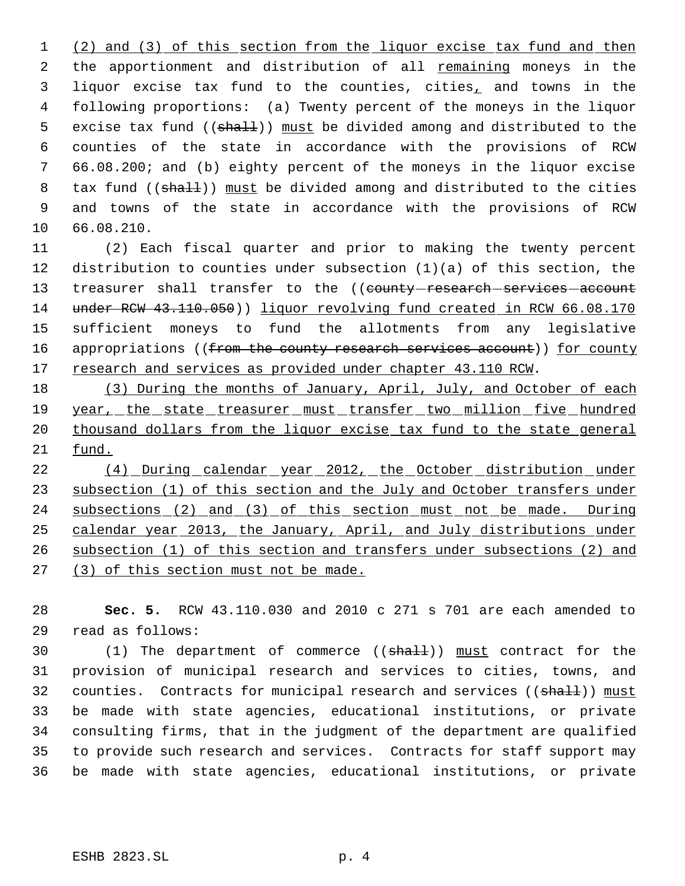(2) and (3) of this section from the liquor excise tax fund and then the apportionment and distribution of all remaining moneys in the liquor excise tax fund to the counties, cities, and towns in the following proportions: (a) Twenty percent of the moneys in the liquor excise tax fund ((shall)) must be divided among and distributed to the counties of the state in accordance with the provisions of RCW 66.08.200; and (b) eighty percent of the moneys in the liquor excise tax fund ((shall)) must be divided among and distributed to the cities and towns of the state in accordance with the provisions of RCW 66.08.210.

(2) Each fiscal quarter and prior to making the twenty percent distribution to counties under subsection (1)(a) of this section, the treasurer shall transfer to the ((county research services account under RCW 43.110.050)) liquor revolving fund created in RCW 66.08.170 sufficient moneys to fund the allotments from any legislative appropriations ((from the county research services account)) for county research and services as provided under chapter 43.110 RCW.

(3) During the months of January, April, July, and October of each year, the state treasurer must transfer two million five hundred thousand dollars from the liquor excise tax fund to the state general fund.

(4) During calendar year 2012, the October distribution under subsection (1) of this section and the July and October transfers under subsections (2) and (3) of this section must not be made. During calendar year 2013, the January, April, and July distributions under subsection (1) of this section and transfers under subsections (2) and (3) of this section must not be made.

**Sec. 5.** RCW 43.110.030 and 2010 c 271 s 701 are each amended to read as follows:

(1) The department of commerce ((shall)) must contract for the provision of municipal research and services to cities, towns, and counties. Contracts for municipal research and services ((shall)) must be made with state agencies, educational institutions, or private consulting firms, that in the judgment of the department are qualified to provide such research and services. Contracts for staff support may be made with state agencies, educational institutions, or private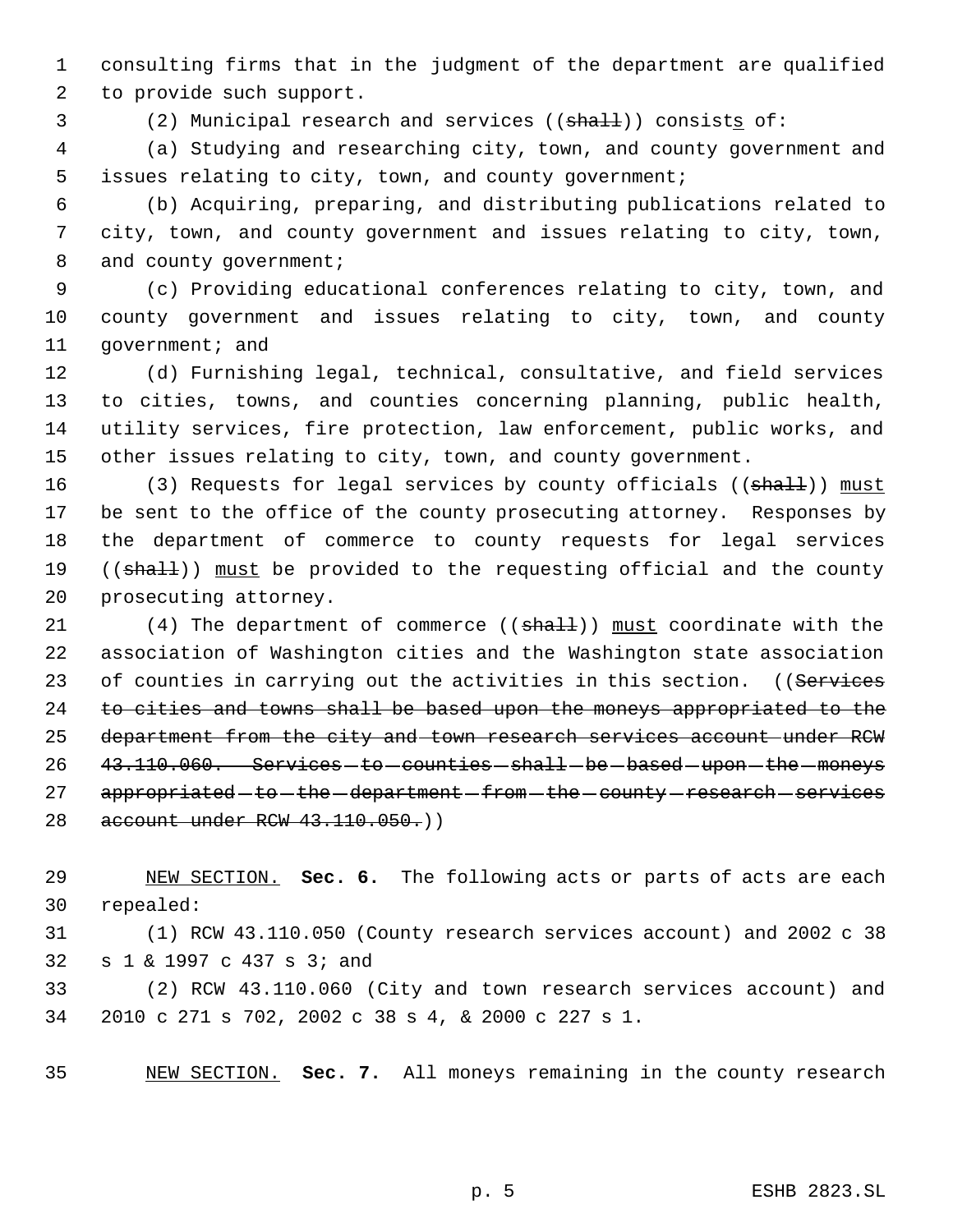consulting firms that in the judgment of the department are qualified to provide such support.

(2) Municipal research and services ((~~shall~~)) consists of:

(a) Studying and researching city, town, and county government and issues relating to city, town, and county government;

(b) Acquiring, preparing, and distributing publications related to city, town, and county government and issues relating to city, town, and county government;

(c) Providing educational conferences relating to city, town, and county government and issues relating to city, town, and county government; and

(d) Furnishing legal, technical, consultative, and field services to cities, towns, and counties concerning planning, public health, utility services, fire protection, law enforcement, public works, and other issues relating to city, town, and county government.

(3) Requests for legal services by county officials ((~~shall~~)) must be sent to the office of the county prosecuting attorney. Responses by the department of commerce to county requests for legal services ((~~shall~~)) must be provided to the requesting official and the county prosecuting attorney.

(4) The department of commerce ((~~shall~~)) must coordinate with the association of Washington cities and the Washington state association of counties in carrying out the activities in this section. ((~~Services to cities and towns shall be based upon the moneys appropriated to the department from the city and town research services account under RCW 43.110.060. Services to counties shall be based upon the moneys appropriated to the department from the county research services account under RCW 43.110.050.~~))

NEW SECTION. **Sec. 6.** The following acts or parts of acts are each repealed:

(1) RCW 43.110.050 (County research services account) and 2002 c 38 s 1 & 1997 c 437 s 3; and

(2) RCW 43.110.060 (City and town research services account) and 2010 c 271 s 702, 2002 c 38 s 4, & 2000 c 227 s 1.

NEW SECTION. **Sec. 7.** All moneys remaining in the county research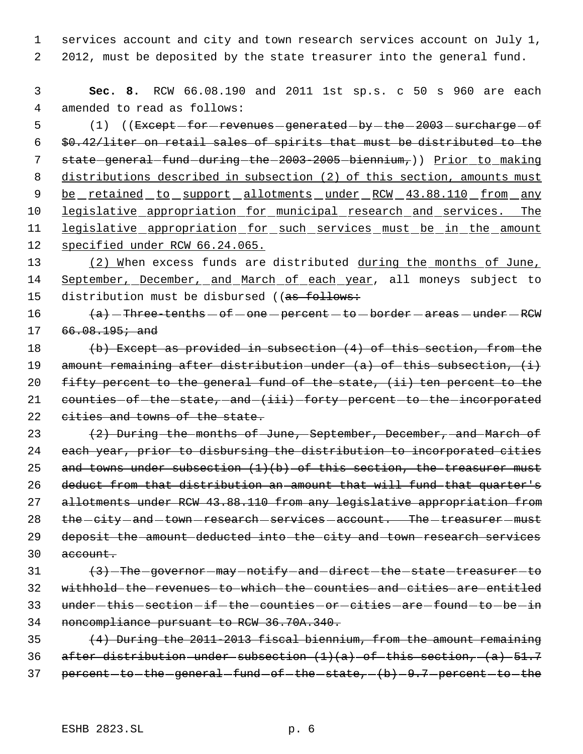services account and city and town research services account on July 1, 2012, must be deposited by the state treasurer into the general fund.

**Sec. 8.** RCW 66.08.190 and 2011 1st sp.s. c 50 s 960 are each amended to read as follows:

(1) ((~~Except for revenues generated by the 2003 surcharge of \$0.42/liter on retail sales of spirits that must be distributed to the state general fund during the 2003-2005 biennium,~~)) <u>Prior to making distributions described in subsection (2) of this section, amounts must be retained to support allotments under RCW 43.88.110 from any legislative appropriation for municipal research and services. The legislative appropriation for such services must be in the amount specified under RCW 66.24.065.</u>

<u>(2) W</u>hen excess funds are distributed <u>during the months of June, September, December, and March of each year</u>, all moneys subject to distribution must be disbursed ((~~as follows:~~

~~(a) Three-tenths of one percent to border areas under RCW 66.08.195; and~~

~~(b) Except as provided in subsection (4) of this section, from the amount remaining after distribution under (a) of this subsection, (i) fifty percent to the general fund of the state, (ii) ten percent to the counties of the state, and (iii) forty percent to the incorporated cities and towns of the state.~~

~~(2) During the months of June, September, December, and March of each year, prior to disbursing the distribution to incorporated cities and towns under subsection (1)(b) of this section, the treasurer must deduct from that distribution an amount that will fund that quarter's allotments under RCW 43.88.110 from any legislative appropriation from the city and town research services account. The treasurer must deposit the amount deducted into the city and town research services account.~~

~~(3) The governor may notify and direct the state treasurer to withhold the revenues to which the counties and cities are entitled under this section if the counties or cities are found to be in noncompliance pursuant to RCW 36.70A.340.~~

~~(4) During the 2011-2013 fiscal biennium, from the amount remaining after distribution under subsection (1)(a) of this section, (a) 51.7 percent to the general fund of the state, (b) 9.7 percent to the~~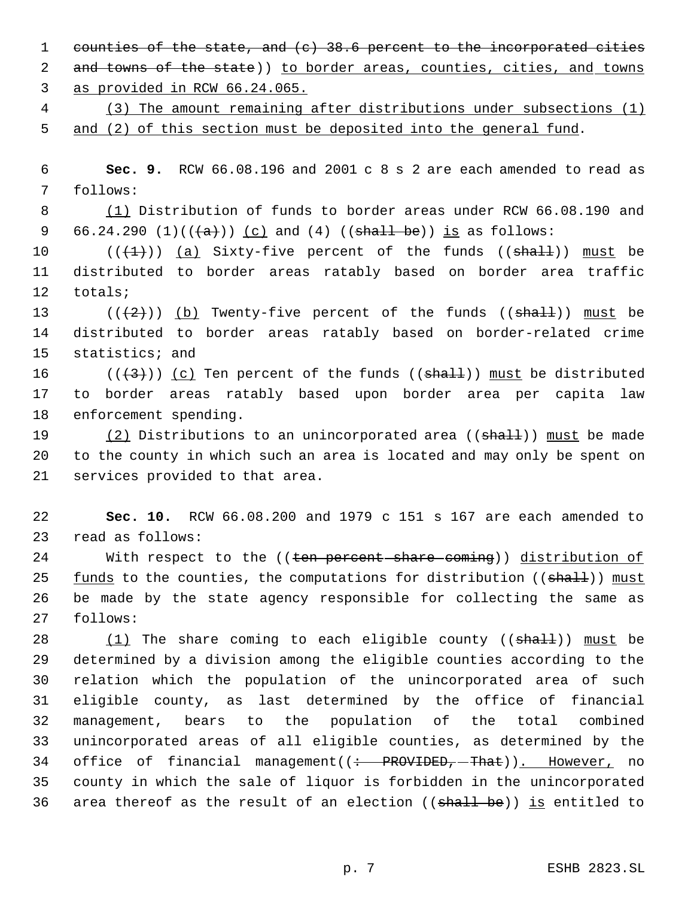~~counties of the state, and (c) 38.6 percent to the incorporated cities and towns of the state~~)) <ins>to border areas, counties, cities, and towns as provided in RCW 66.24.065.</ins>

<ins>(3) The amount remaining after distributions under subsections (1) and (2) of this section must be deposited into the general fund</ins>.

**Sec. 9.** RCW 66.08.196 and 2001 c 8 s 2 are each amended to read as follows:

<ins>(1)</ins> Distribution of funds to border areas under RCW 66.08.190 and 66.24.290 (1)((~~(a)~~)) <ins>(c)</ins> and (4) ((~~shall be~~)) <ins>is</ins> as follows:

((~~(1)~~)) <ins>(a)</ins> Sixty-five percent of the funds ((~~shall~~)) <ins>must</ins> be distributed to border areas ratably based on border area traffic totals;

((~~(2)~~)) <ins>(b)</ins> Twenty-five percent of the funds ((~~shall~~)) <ins>must</ins> be distributed to border areas ratably based on border-related crime statistics; and

((~~(3)~~)) <ins>(c)</ins> Ten percent of the funds ((~~shall~~)) <ins>must</ins> be distributed to border areas ratably based upon border area per capita law enforcement spending.

<ins>(2)</ins> Distributions to an unincorporated area ((~~shall~~)) <ins>must</ins> be made to the county in which such an area is located and may only be spent on services provided to that area.

**Sec. 10.** RCW 66.08.200 and 1979 c 151 s 167 are each amended to read as follows:

With respect to the ((~~ten percent share coming~~)) <ins>distribution of funds</ins> to the counties, the computations for distribution ((~~shall~~)) <ins>must</ins> be made by the state agency responsible for collecting the same as follows:

<ins>(1)</ins> The share coming to each eligible county ((~~shall~~)) <ins>must</ins> be determined by a division among the eligible counties according to the relation which the population of the unincorporated area of such eligible county, as last determined by the office of financial management, bears to the population of the total combined unincorporated areas of all eligible counties, as determined by the office of financial management((~~: PROVIDED, That~~))<ins>. However,</ins> no county in which the sale of liquor is forbidden in the unincorporated area thereof as the result of an election ((~~shall be~~)) <ins>is</ins> entitled to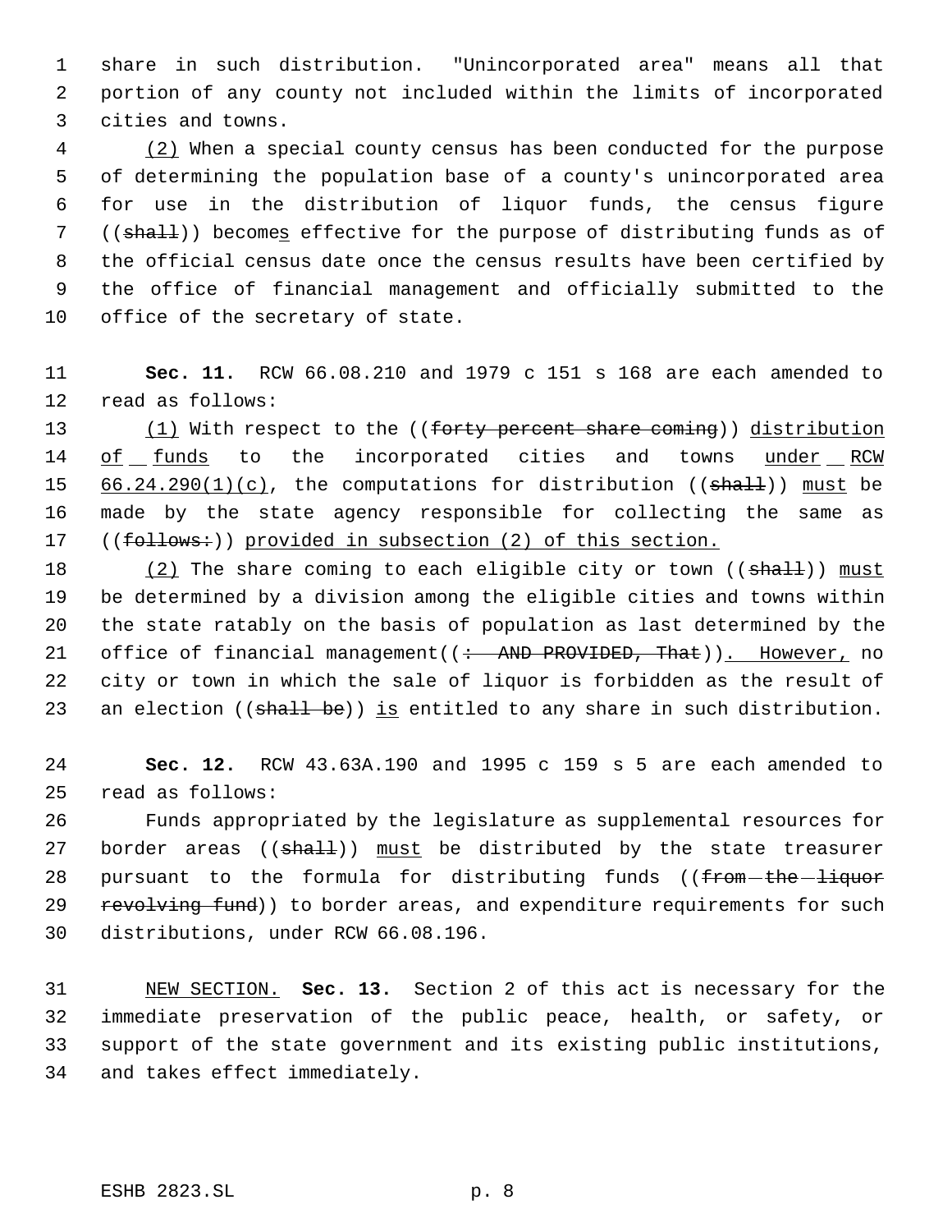share in such distribution. "Unincorporated area" means all that portion of any county not included within the limits of incorporated cities and towns.

(2) When a special county census has been conducted for the purpose of determining the population base of a county's unincorporated area for use in the distribution of liquor funds, the census figure ((~~shall~~)) becomes effective for the purpose of distributing funds as of the official census date once the census results have been certified by the office of financial management and officially submitted to the office of the secretary of state.

**Sec. 11.** RCW 66.08.210 and 1979 c 151 s 168 are each amended to read as follows:

(1) With respect to the ((~~forty percent share coming~~)) distribution of funds to the incorporated cities and towns under RCW 66.24.290(1)(c), the computations for distribution ((~~shall~~)) must be made by the state agency responsible for collecting the same as ((~~follows:~~)) provided in subsection (2) of this section.

(2) The share coming to each eligible city or town ((~~shall~~)) must be determined by a division among the eligible cities and towns within the state ratably on the basis of population as last determined by the office of financial management((~~: AND PROVIDED, That~~)). However, no city or town in which the sale of liquor is forbidden as the result of an election ((~~shall be~~)) is entitled to any share in such distribution.

**Sec. 12.** RCW 43.63A.190 and 1995 c 159 s 5 are each amended to read as follows:

Funds appropriated by the legislature as supplemental resources for border areas ((~~shall~~)) must be distributed by the state treasurer pursuant to the formula for distributing funds ((~~from the liquor revolving fund~~)) to border areas, and expenditure requirements for such distributions, under RCW 66.08.196.

NEW SECTION. **Sec. 13.** Section 2 of this act is necessary for the immediate preservation of the public peace, health, or safety, or support of the state government and its existing public institutions, and takes effect immediately.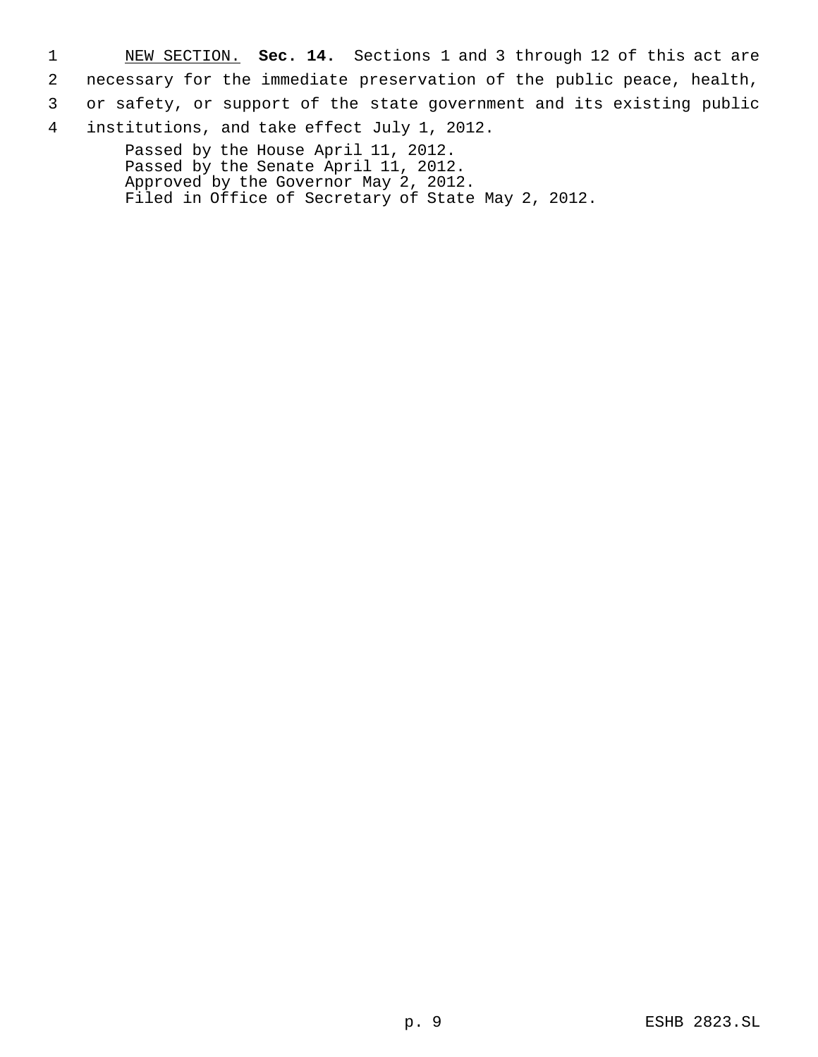NEW SECTION. **Sec. 14.** Sections 1 and 3 through 12 of this act are necessary for the immediate preservation of the public peace, health, or safety, or support of the state government and its existing public institutions, and take effect July 1, 2012.

Passed by the House April 11, 2012.
Passed by the Senate April 11, 2012.
Approved by the Governor May 2, 2012.
Filed in Office of Secretary of State May 2, 2012.